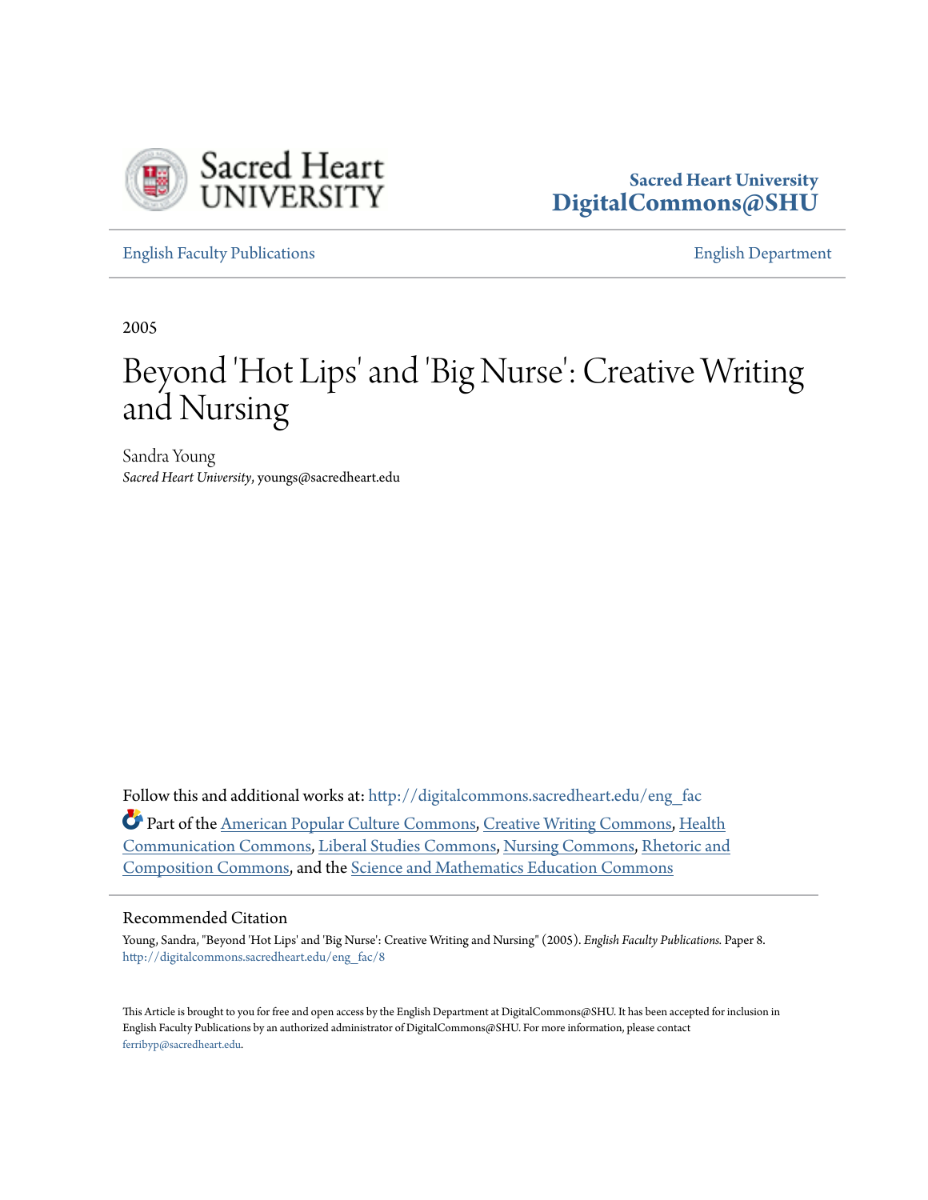Sacred Heart University
**DigitalCommons@SHU**

English Faculty Publications | English Department

2005

# Beyond 'Hot Lips' and 'Big Nurse': Creative Writing and Nursing

Sandra Young
*Sacred Heart University*, youngs@sacredheart.edu

Follow this and additional works at: http://digitalcommons.sacredheart.edu/eng_fac

Part of the American Popular Culture Commons, Creative Writing Commons, Health Communication Commons, Liberal Studies Commons, Nursing Commons, Rhetoric and Composition Commons, and the Science and Mathematics Education Commons

## Recommended Citation

Young, Sandra, "Beyond 'Hot Lips' and 'Big Nurse': Creative Writing and Nursing" (2005). *English Faculty Publications.* Paper 8. http://digitalcommons.sacredheart.edu/eng_fac/8

This Article is brought to you for free and open access by the English Department at DigitalCommons@SHU. It has been accepted for inclusion in English Faculty Publications by an authorized administrator of DigitalCommons@SHU. For more information, please contact ferribyp@sacredheart.edu.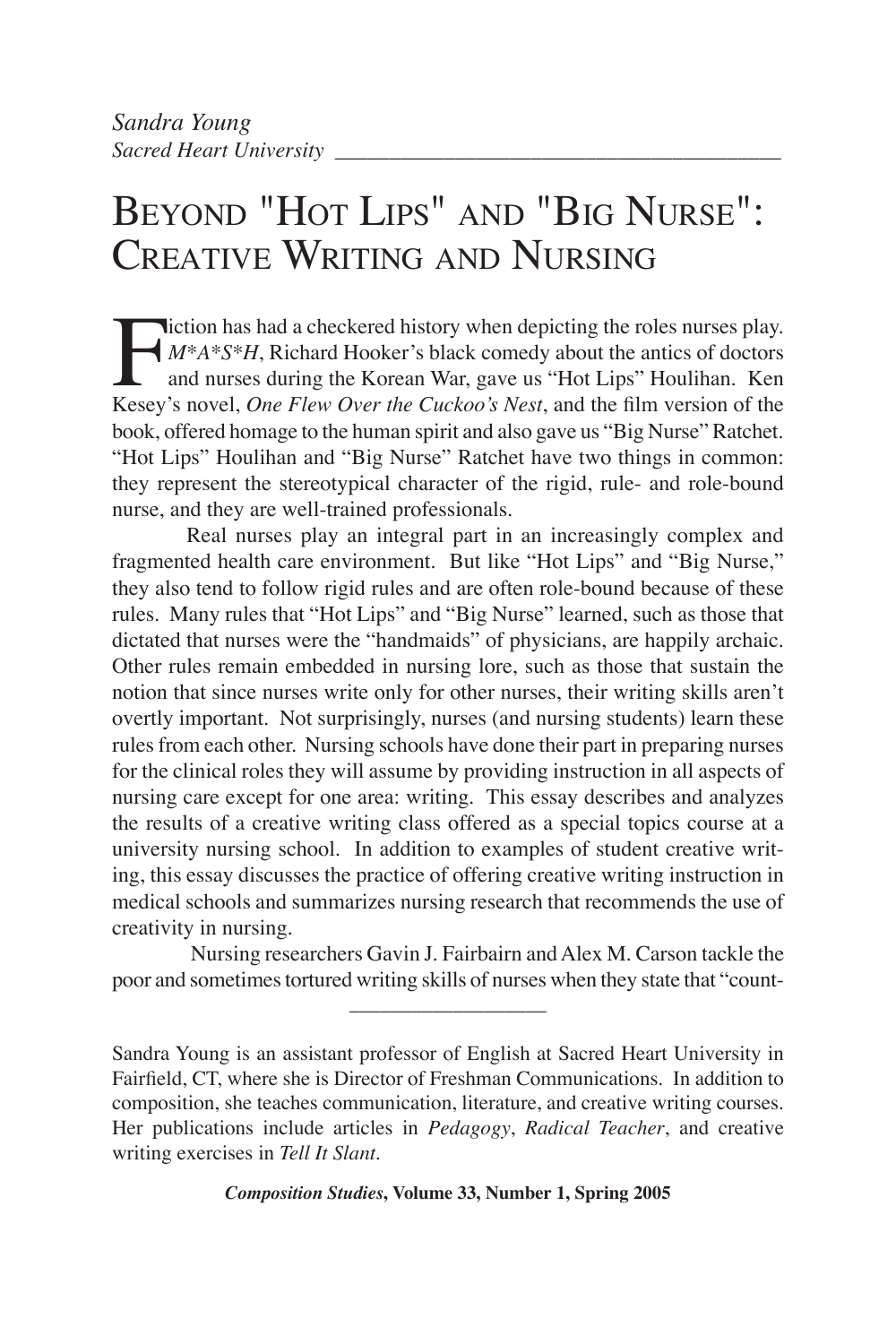Sandra Young
*Sacred Heart University*

# Beyond "Hot Lips" and "Big Nurse": Creative Writing and Nursing

Fiction has had a checkered history when depicting the roles nurses play. *M*A*S*H*, Richard Hooker's black comedy about the antics of doctors and nurses during the Korean War, gave us "Hot Lips" Houlihan. Ken Kesey's novel, *One Flew Over the Cuckoo's Nest*, and the film version of the book, offered homage to the human spirit and also gave us "Big Nurse" Ratchet. "Hot Lips" Houlihan and "Big Nurse" Ratchet have two things in common: they represent the stereotypical character of the rigid, rule- and role-bound nurse, and they are well-trained professionals.

Real nurses play an integral part in an increasingly complex and fragmented health care environment. But like "Hot Lips" and "Big Nurse," they also tend to follow rigid rules and are often role-bound because of these rules. Many rules that "Hot Lips" and "Big Nurse" learned, such as those that dictated that nurses were the "handmaids" of physicians, are happily archaic. Other rules remain embedded in nursing lore, such as those that sustain the notion that since nurses write only for other nurses, their writing skills aren't overtly important. Not surprisingly, nurses (and nursing students) learn these rules from each other. Nursing schools have done their part in preparing nurses for the clinical roles they will assume by providing instruction in all aspects of nursing care except for one area: writing. This essay describes and analyzes the results of a creative writing class offered as a special topics course at a university nursing school. In addition to examples of student creative writing, this essay discusses the practice of offering creative writing instruction in medical schools and summarizes nursing research that recommends the use of creativity in nursing.

Nursing researchers Gavin J. Fairbairn and Alex M. Carson tackle the poor and sometimes tortured writing skills of nurses when they state that "count-

---

Sandra Young is an assistant professor of English at Sacred Heart University in Fairfield, CT, where she is Director of Freshman Communications. In addition to composition, she teaches communication, literature, and creative writing courses. Her publications include articles in *Pedagogy*, *Radical Teacher*, and creative writing exercises in *Tell It Slant*.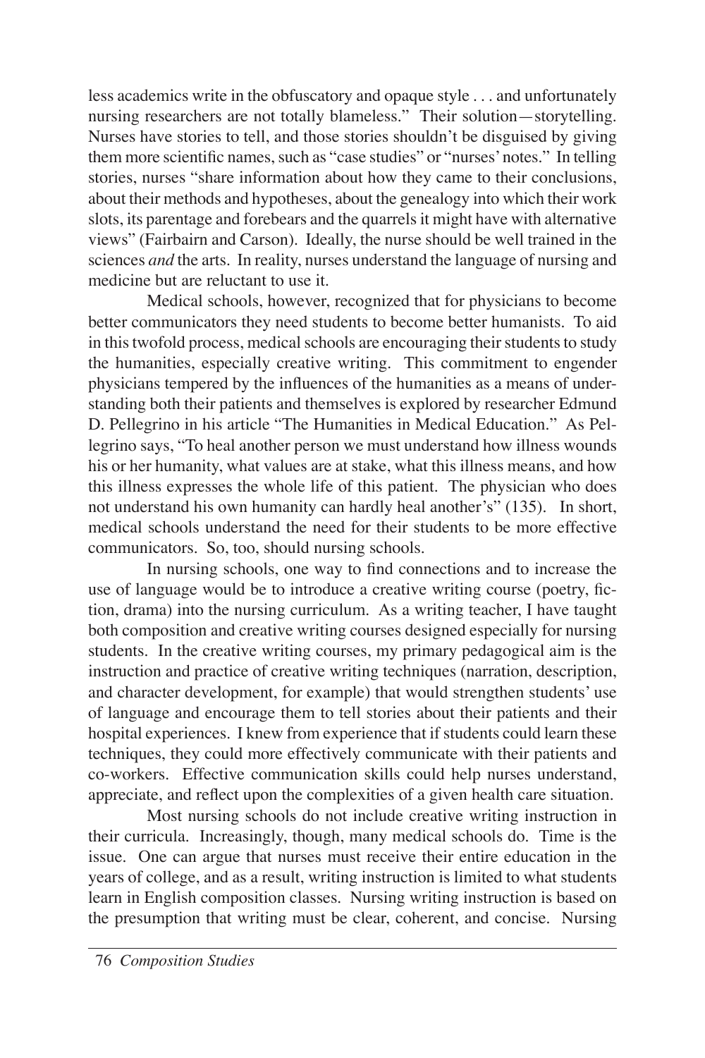less academics write in the obfuscatory and opaque style . . . and unfortunately nursing researchers are not totally blameless." Their solution—storytelling. Nurses have stories to tell, and those stories shouldn't be disguised by giving them more scientific names, such as "case studies" or "nurses' notes." In telling stories, nurses "share information about how they came to their conclusions, about their methods and hypotheses, about the genealogy into which their work slots, its parentage and forebears and the quarrels it might have with alternative views" (Fairbairn and Carson). Ideally, the nurse should be well trained in the sciences *and* the arts. In reality, nurses understand the language of nursing and medicine but are reluctant to use it.

Medical schools, however, recognized that for physicians to become better communicators they need students to become better humanists. To aid in this twofold process, medical schools are encouraging their students to study the humanities, especially creative writing. This commitment to engender physicians tempered by the influences of the humanities as a means of understanding both their patients and themselves is explored by researcher Edmund D. Pellegrino in his article "The Humanities in Medical Education." As Pellegrino says, "To heal another person we must understand how illness wounds his or her humanity, what values are at stake, what this illness means, and how this illness expresses the whole life of this patient. The physician who does not understand his own humanity can hardly heal another's" (135). In short, medical schools understand the need for their students to be more effective communicators. So, too, should nursing schools.

In nursing schools, one way to find connections and to increase the use of language would be to introduce a creative writing course (poetry, fiction, drama) into the nursing curriculum. As a writing teacher, I have taught both composition and creative writing courses designed especially for nursing students. In the creative writing courses, my primary pedagogical aim is the instruction and practice of creative writing techniques (narration, description, and character development, for example) that would strengthen students' use of language and encourage them to tell stories about their patients and their hospital experiences. I knew from experience that if students could learn these techniques, they could more effectively communicate with their patients and co-workers. Effective communication skills could help nurses understand, appreciate, and reflect upon the complexities of a given health care situation.

Most nursing schools do not include creative writing instruction in their curricula. Increasingly, though, many medical schools do. Time is the issue. One can argue that nurses must receive their entire education in the years of college, and as a result, writing instruction is limited to what students learn in English composition classes. Nursing writing instruction is based on the presumption that writing must be clear, coherent, and concise. Nursing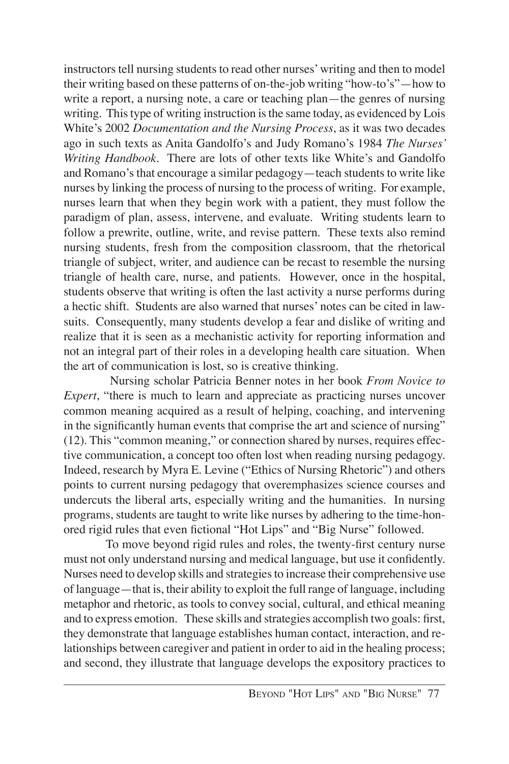instructors tell nursing students to read other nurses' writing and then to model their writing based on these patterns of on-the-job writing "how-to's"—how to write a report, a nursing note, a care or teaching plan—the genres of nursing writing. This type of writing instruction is the same today, as evidenced by Lois White's 2002 *Documentation and the Nursing Process*, as it was two decades ago in such texts as Anita Gandolfo's and Judy Romano's 1984 *The Nurses' Writing Handbook*. There are lots of other texts like White's and Gandolfo and Romano's that encourage a similar pedagogy—teach students to write like nurses by linking the process of nursing to the process of writing. For example, nurses learn that when they begin work with a patient, they must follow the paradigm of plan, assess, intervene, and evaluate. Writing students learn to follow a prewrite, outline, write, and revise pattern. These texts also remind nursing students, fresh from the composition classroom, that the rhetorical triangle of subject, writer, and audience can be recast to resemble the nursing triangle of health care, nurse, and patients. However, once in the hospital, students observe that writing is often the last activity a nurse performs during a hectic shift. Students are also warned that nurses' notes can be cited in lawsuits. Consequently, many students develop a fear and dislike of writing and realize that it is seen as a mechanistic activity for reporting information and not an integral part of their roles in a developing health care situation. When the art of communication is lost, so is creative thinking.

Nursing scholar Patricia Benner notes in her book *From Novice to Expert*, "there is much to learn and appreciate as practicing nurses uncover common meaning acquired as a result of helping, coaching, and intervening in the significantly human events that comprise the art and science of nursing" (12). This "common meaning," or connection shared by nurses, requires effective communication, a concept too often lost when reading nursing pedagogy. Indeed, research by Myra E. Levine ("Ethics of Nursing Rhetoric") and others points to current nursing pedagogy that overemphasizes science courses and undercuts the liberal arts, especially writing and the humanities. In nursing programs, students are taught to write like nurses by adhering to the time-honored rigid rules that even fictional "Hot Lips" and "Big Nurse" followed.

To move beyond rigid rules and roles, the twenty-first century nurse must not only understand nursing and medical language, but use it confidently. Nurses need to develop skills and strategies to increase their comprehensive use of language—that is, their ability to exploit the full range of language, including metaphor and rhetoric, as tools to convey social, cultural, and ethical meaning and to express emotion. These skills and strategies accomplish two goals: first, they demonstrate that language establishes human contact, interaction, and relationships between caregiver and patient in order to aid in the healing process; and second, they illustrate that language develops the expository practices to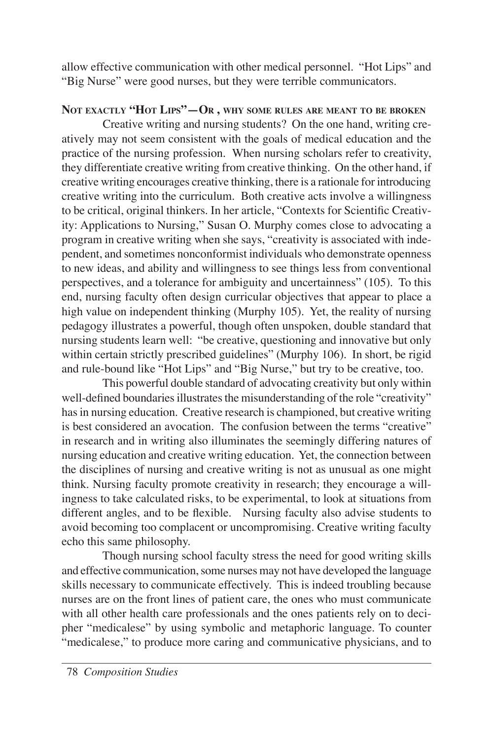allow effective communication with other medical personnel. "Hot Lips" and "Big Nurse" were good nurses, but they were terrible communicators.

### Not exactly "Hot Lips"—Or , why some rules are meant to be broken

Creative writing and nursing students? On the one hand, writing creatively may not seem consistent with the goals of medical education and the practice of the nursing profession. When nursing scholars refer to creativity, they differentiate creative writing from creative thinking. On the other hand, if creative writing encourages creative thinking, there is a rationale for introducing creative writing into the curriculum. Both creative acts involve a willingness to be critical, original thinkers. In her article, "Contexts for Scientific Creativity: Applications to Nursing," Susan O. Murphy comes close to advocating a program in creative writing when she says, "creativity is associated with independent, and sometimes nonconformist individuals who demonstrate openness to new ideas, and ability and willingness to see things less from conventional perspectives, and a tolerance for ambiguity and uncertainness" (105). To this end, nursing faculty often design curricular objectives that appear to place a high value on independent thinking (Murphy 105). Yet, the reality of nursing pedagogy illustrates a powerful, though often unspoken, double standard that nursing students learn well: "be creative, questioning and innovative but only within certain strictly prescribed guidelines" (Murphy 106). In short, be rigid and rule-bound like "Hot Lips" and "Big Nurse," but try to be creative, too.

This powerful double standard of advocating creativity but only within well-defined boundaries illustrates the misunderstanding of the role "creativity" has in nursing education. Creative research is championed, but creative writing is best considered an avocation. The confusion between the terms "creative" in research and in writing also illuminates the seemingly differing natures of nursing education and creative writing education. Yet, the connection between the disciplines of nursing and creative writing is not as unusual as one might think. Nursing faculty promote creativity in research; they encourage a willingness to take calculated risks, to be experimental, to look at situations from different angles, and to be flexible. Nursing faculty also advise students to avoid becoming too complacent or uncompromising. Creative writing faculty echo this same philosophy.

Though nursing school faculty stress the need for good writing skills and effective communication, some nurses may not have developed the language skills necessary to communicate effectively. This is indeed troubling because nurses are on the front lines of patient care, the ones who must communicate with all other health care professionals and the ones patients rely on to decipher "medicalese" by using symbolic and metaphoric language. To counter "medicalese," to produce more caring and communicative physicians, and to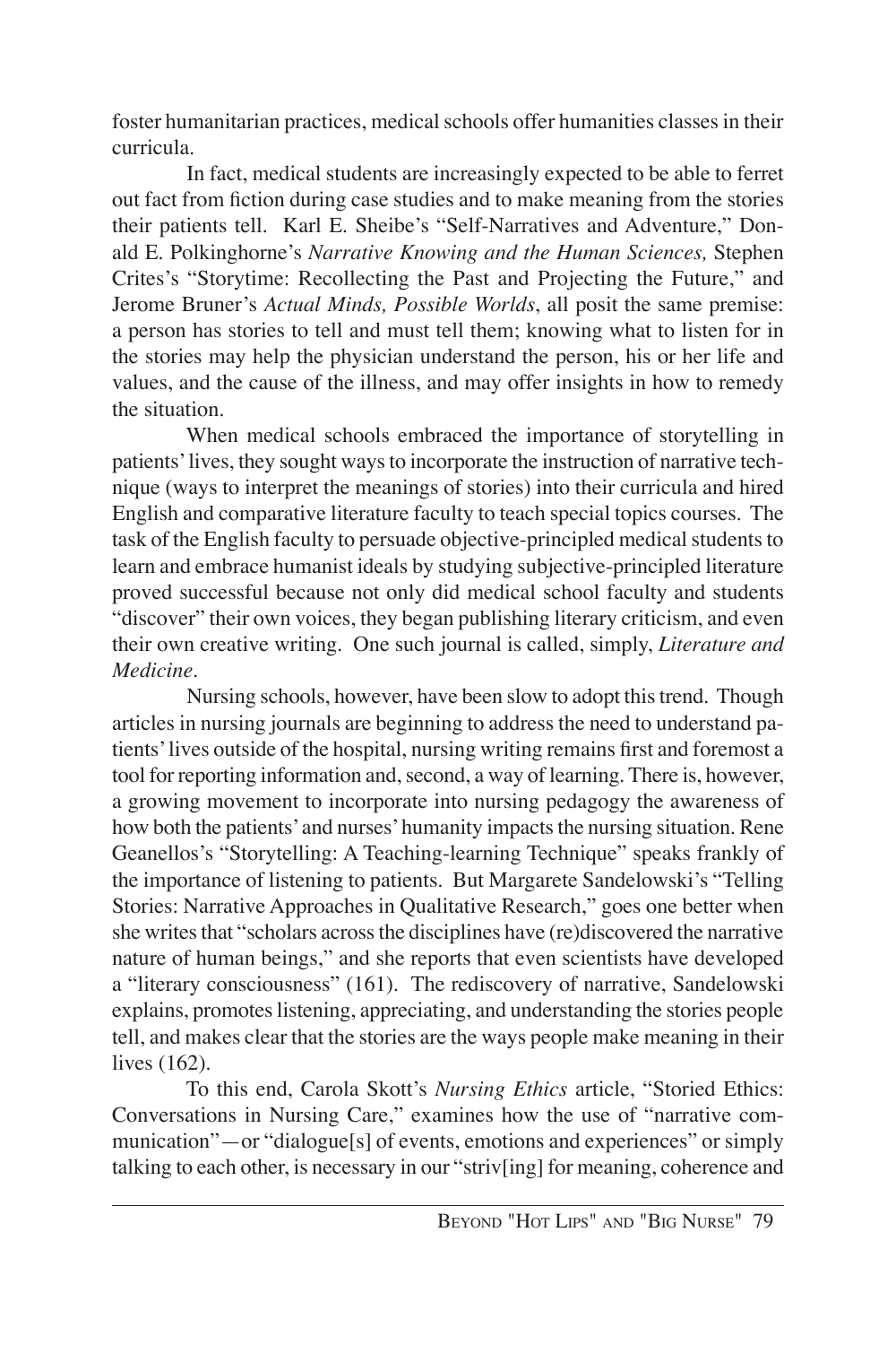foster humanitarian practices, medical schools offer humanities classes in their curricula.

In fact, medical students are increasingly expected to be able to ferret out fact from fiction during case studies and to make meaning from the stories their patients tell. Karl E. Sheibe's "Self-Narratives and Adventure," Donald E. Polkinghorne's *Narrative Knowing and the Human Sciences,* Stephen Crites's "Storytime: Recollecting the Past and Projecting the Future," and Jerome Bruner's *Actual Minds, Possible Worlds*, all posit the same premise: a person has stories to tell and must tell them; knowing what to listen for in the stories may help the physician understand the person, his or her life and values, and the cause of the illness, and may offer insights in how to remedy the situation.

When medical schools embraced the importance of storytelling in patients' lives, they sought ways to incorporate the instruction of narrative technique (ways to interpret the meanings of stories) into their curricula and hired English and comparative literature faculty to teach special topics courses. The task of the English faculty to persuade objective-principled medical students to learn and embrace humanist ideals by studying subjective-principled literature proved successful because not only did medical school faculty and students "discover" their own voices, they began publishing literary criticism, and even their own creative writing. One such journal is called, simply, *Literature and Medicine*.

Nursing schools, however, have been slow to adopt this trend. Though articles in nursing journals are beginning to address the need to understand patients' lives outside of the hospital, nursing writing remains first and foremost a tool for reporting information and, second, a way of learning. There is, however, a growing movement to incorporate into nursing pedagogy the awareness of how both the patients' and nurses' humanity impacts the nursing situation. Rene Geanellos's "Storytelling: A Teaching-learning Technique" speaks frankly of the importance of listening to patients. But Margarete Sandelowski's "Telling Stories: Narrative Approaches in Qualitative Research," goes one better when she writes that "scholars across the disciplines have (re)discovered the narrative nature of human beings," and she reports that even scientists have developed a "literary consciousness" (161). The rediscovery of narrative, Sandelowski explains, promotes listening, appreciating, and understanding the stories people tell, and makes clear that the stories are the ways people make meaning in their lives (162).

To this end, Carola Skott's *Nursing Ethics* article, "Storied Ethics: Conversations in Nursing Care," examines how the use of "narrative communication"—or "dialogue[s] of events, emotions and experiences" or simply talking to each other, is necessary in our "striv[ing] for meaning, coherence and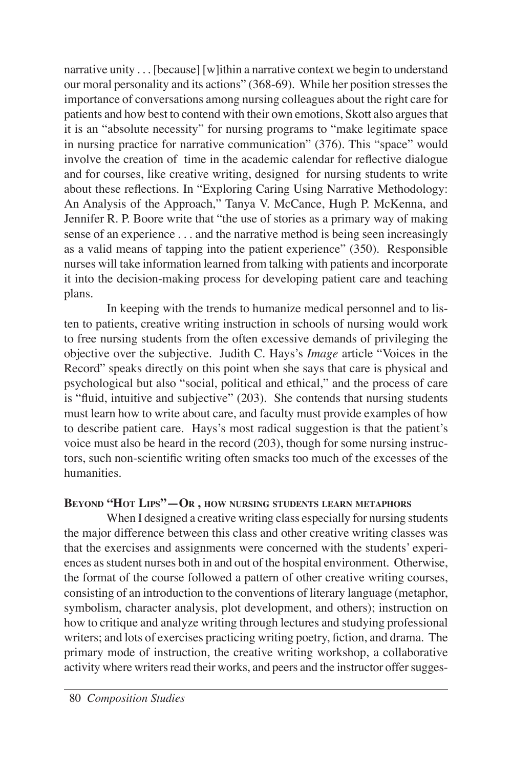narrative unity . . . [because] [w]ithin a narrative context we begin to understand our moral personality and its actions" (368-69). While her position stresses the importance of conversations among nursing colleagues about the right care for patients and how best to contend with their own emotions, Skott also argues that it is an "absolute necessity" for nursing programs to "make legitimate space in nursing practice for narrative communication" (376). This "space" would involve the creation of time in the academic calendar for reflective dialogue and for courses, like creative writing, designed for nursing students to write about these reflections. In "Exploring Caring Using Narrative Methodology: An Analysis of the Approach," Tanya V. McCance, Hugh P. McKenna, and Jennifer R. P. Boore write that "the use of stories as a primary way of making sense of an experience . . . and the narrative method is being seen increasingly as a valid means of tapping into the patient experience" (350). Responsible nurses will take information learned from talking with patients and incorporate it into the decision-making process for developing patient care and teaching plans.

In keeping with the trends to humanize medical personnel and to listen to patients, creative writing instruction in schools of nursing would work to free nursing students from the often excessive demands of privileging the objective over the subjective. Judith C. Hays's *Image* article "Voices in the Record" speaks directly on this point when she says that care is physical and psychological but also "social, political and ethical," and the process of care is "fluid, intuitive and subjective" (203). She contends that nursing students must learn how to write about care, and faculty must provide examples of how to describe patient care. Hays's most radical suggestion is that the patient's voice must also be heard in the record (203), though for some nursing instructors, such non-scientific writing often smacks too much of the excesses of the humanities.

### Beyond "Hot Lips"—Or , how nursing students learn metaphors

When I designed a creative writing class especially for nursing students the major difference between this class and other creative writing classes was that the exercises and assignments were concerned with the students' experiences as student nurses both in and out of the hospital environment. Otherwise, the format of the course followed a pattern of other creative writing courses, consisting of an introduction to the conventions of literary language (metaphor, symbolism, character analysis, plot development, and others); instruction on how to critique and analyze writing through lectures and studying professional writers; and lots of exercises practicing writing poetry, fiction, and drama. The primary mode of instruction, the creative writing workshop, a collaborative activity where writers read their works, and peers and the instructor offer sugges-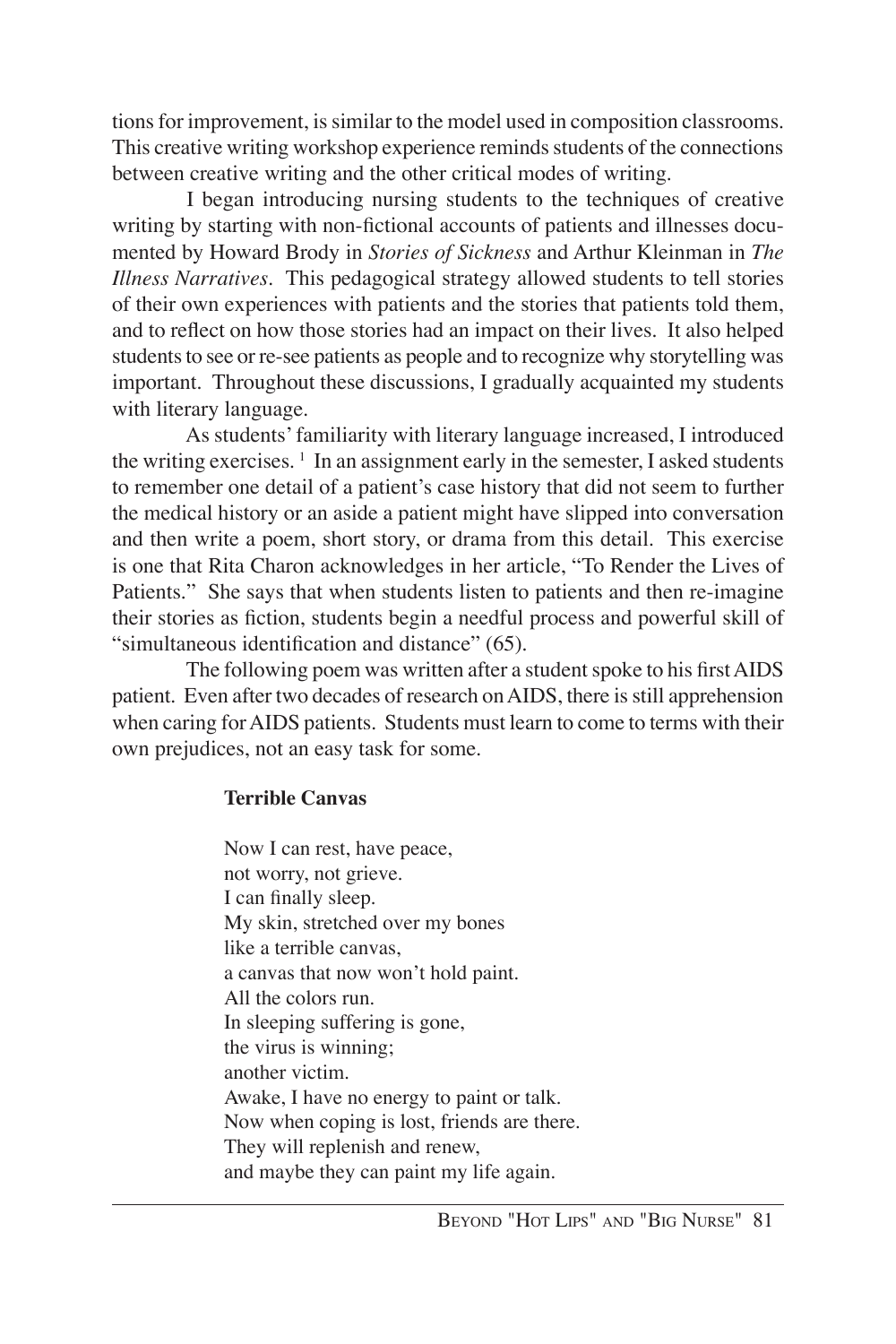tions for improvement, is similar to the model used in composition classrooms. This creative writing workshop experience reminds students of the connections between creative writing and the other critical modes of writing.

I began introducing nursing students to the techniques of creative writing by starting with non-fictional accounts of patients and illnesses documented by Howard Brody in *Stories of Sickness* and Arthur Kleinman in *The Illness Narratives*. This pedagogical strategy allowed students to tell stories of their own experiences with patients and the stories that patients told them, and to reflect on how those stories had an impact on their lives. It also helped students to see or re-see patients as people and to recognize why storytelling was important. Throughout these discussions, I gradually acquainted my students with literary language.

As students' familiarity with literary language increased, I introduced the writing exercises. [1] In an assignment early in the semester, I asked students to remember one detail of a patient's case history that did not seem to further the medical history or an aside a patient might have slipped into conversation and then write a poem, short story, or drama from this detail. This exercise is one that Rita Charon acknowledges in her article, "To Render the Lives of Patients." She says that when students listen to patients and then re-imagine their stories as fiction, students begin a needful process and powerful skill of "simultaneous identification and distance" (65).

The following poem was written after a student spoke to his first AIDS patient. Even after two decades of research on AIDS, there is still apprehension when caring for AIDS patients. Students must learn to come to terms with their own prejudices, not an easy task for some.

**Terrible Canvas**

Now I can rest, have peace,
not worry, not grieve.
I can finally sleep.
My skin, stretched over my bones
like a terrible canvas,
a canvas that now won't hold paint.
All the colors run.
In sleeping suffering is gone,
the virus is winning;
another victim.
Awake, I have no energy to paint or talk.
Now when coping is lost, friends are there.
They will replenish and renew,
and maybe they can paint my life again.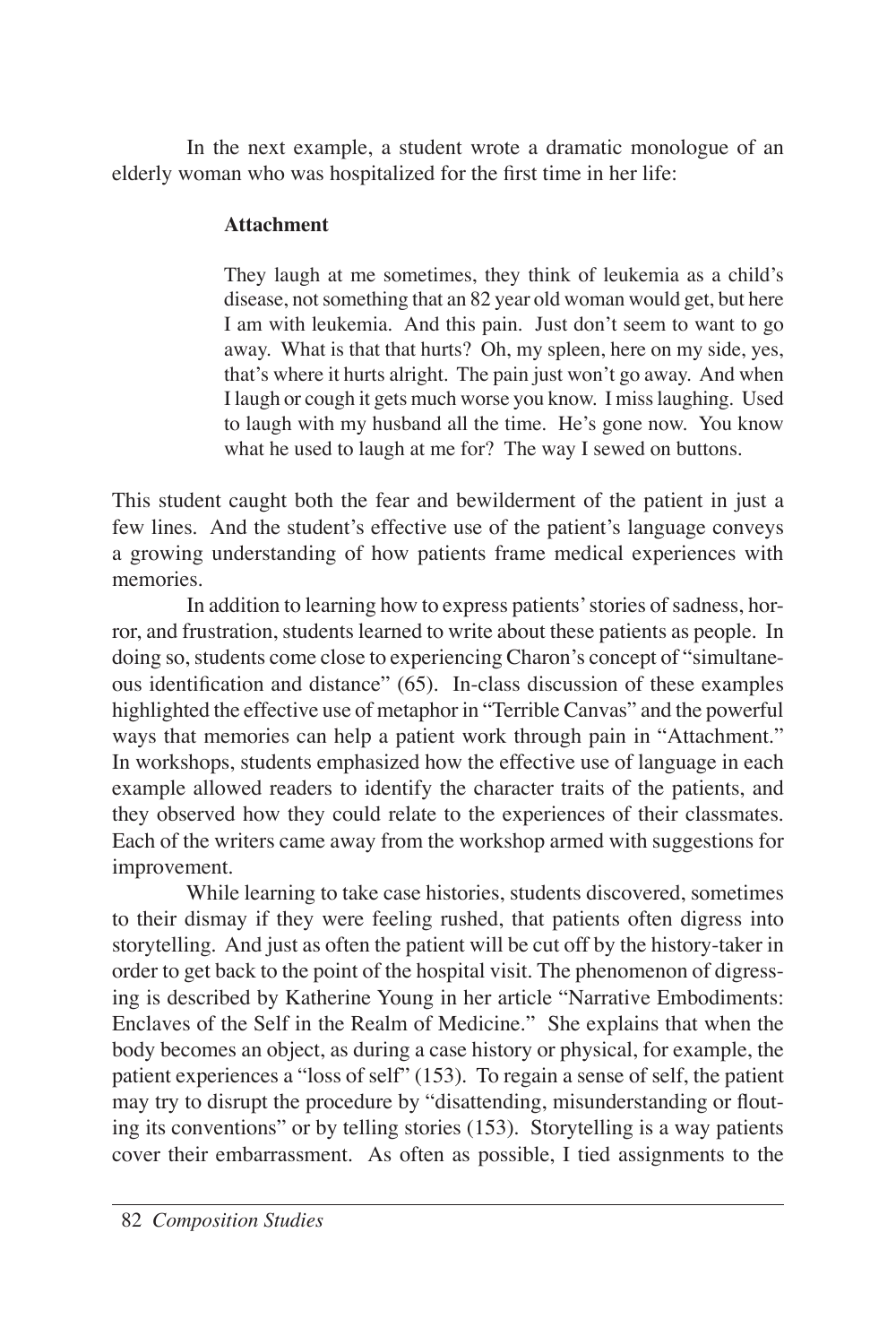In the next example, a student wrote a dramatic monologue of an elderly woman who was hospitalized for the first time in her life:

> **Attachment**
>
> They laugh at me sometimes, they think of leukemia as a child's disease, not something that an 82 year old woman would get, but here I am with leukemia. And this pain. Just don't seem to want to go away. What is that that hurts? Oh, my spleen, here on my side, yes, that's where it hurts alright. The pain just won't go away. And when I laugh or cough it gets much worse you know. I miss laughing. Used to laugh with my husband all the time. He's gone now. You know what he used to laugh at me for? The way I sewed on buttons.

This student caught both the fear and bewilderment of the patient in just a few lines. And the student's effective use of the patient's language conveys a growing understanding of how patients frame medical experiences with memories.

In addition to learning how to express patients' stories of sadness, horror, and frustration, students learned to write about these patients as people. In doing so, students come close to experiencing Charon's concept of "simultaneous identification and distance" (65). In-class discussion of these examples highlighted the effective use of metaphor in "Terrible Canvas" and the powerful ways that memories can help a patient work through pain in "Attachment." In workshops, students emphasized how the effective use of language in each example allowed readers to identify the character traits of the patients, and they observed how they could relate to the experiences of their classmates. Each of the writers came away from the workshop armed with suggestions for improvement.

While learning to take case histories, students discovered, sometimes to their dismay if they were feeling rushed, that patients often digress into storytelling. And just as often the patient will be cut off by the history-taker in order to get back to the point of the hospital visit. The phenomenon of digressing is described by Katherine Young in her article "Narrative Embodiments: Enclaves of the Self in the Realm of Medicine." She explains that when the body becomes an object, as during a case history or physical, for example, the patient experiences a "loss of self" (153). To regain a sense of self, the patient may try to disrupt the procedure by "disattending, misunderstanding or flouting its conventions" or by telling stories (153). Storytelling is a way patients cover their embarrassment. As often as possible, I tied assignments to the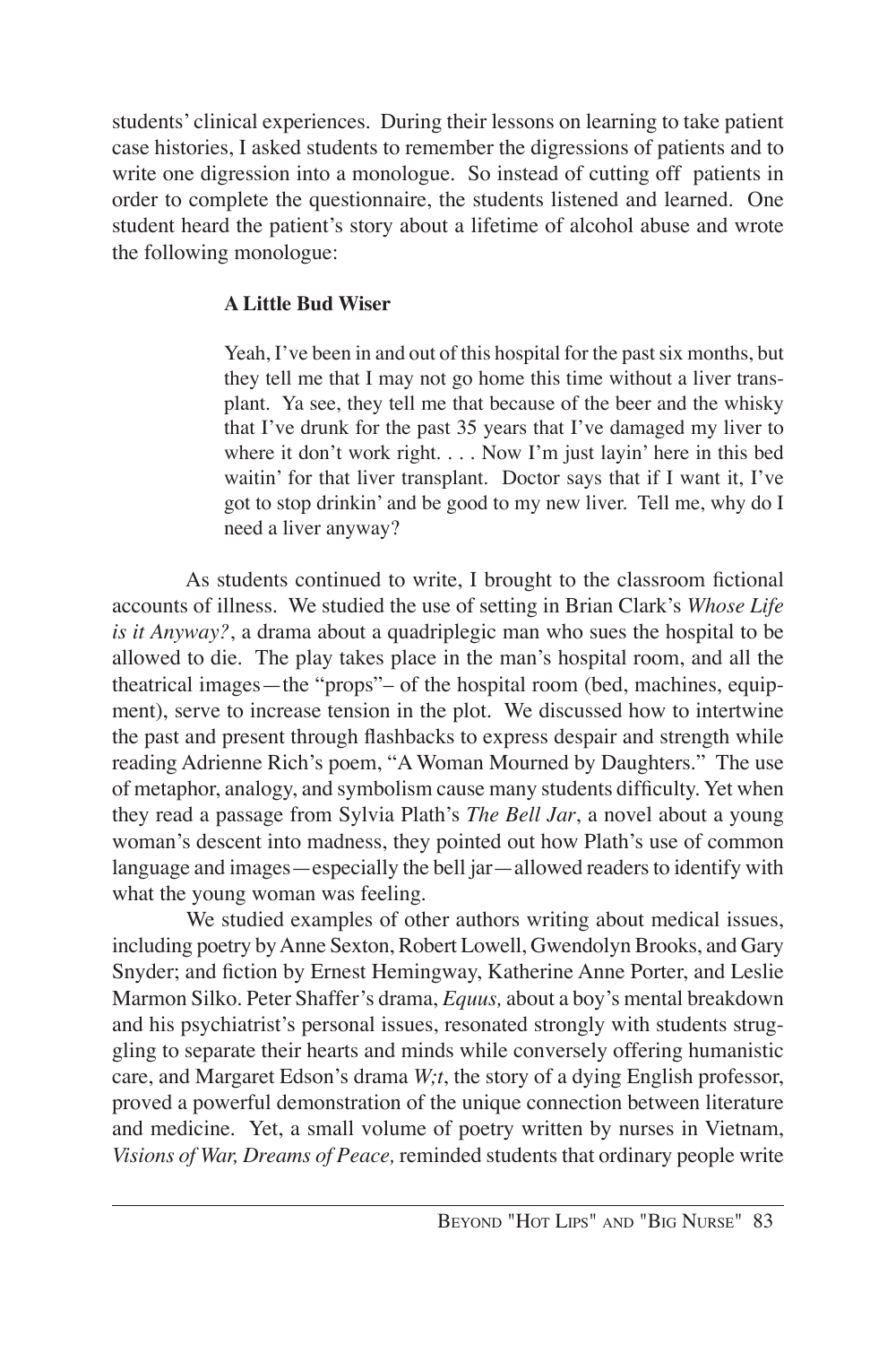students' clinical experiences. During their lessons on learning to take patient case histories, I asked students to remember the digressions of patients and to write one digression into a monologue. So instead of cutting off patients in order to complete the questionnaire, the students listened and learned. One student heard the patient's story about a lifetime of alcohol abuse and wrote the following monologue:

> **A Little Bud Wiser**
>
> Yeah, I've been in and out of this hospital for the past six months, but they tell me that I may not go home this time without a liver transplant. Ya see, they tell me that because of the beer and the whisky that I've drunk for the past 35 years that I've damaged my liver to where it don't work right. . . . Now I'm just layin' here in this bed waitin' for that liver transplant. Doctor says that if I want it, I've got to stop drinkin' and be good to my new liver. Tell me, why do I need a liver anyway?

As students continued to write, I brought to the classroom fictional accounts of illness. We studied the use of setting in Brian Clark's *Whose Life is it Anyway?*, a drama about a quadriplegic man who sues the hospital to be allowed to die. The play takes place in the man's hospital room, and all the theatrical images—the "props"– of the hospital room (bed, machines, equipment), serve to increase tension in the plot. We discussed how to intertwine the past and present through flashbacks to express despair and strength while reading Adrienne Rich's poem, "A Woman Mourned by Daughters." The use of metaphor, analogy, and symbolism cause many students difficulty. Yet when they read a passage from Sylvia Plath's *The Bell Jar*, a novel about a young woman's descent into madness, they pointed out how Plath's use of common language and images—especially the bell jar—allowed readers to identify with what the young woman was feeling.

We studied examples of other authors writing about medical issues, including poetry by Anne Sexton, Robert Lowell, Gwendolyn Brooks, and Gary Snyder; and fiction by Ernest Hemingway, Katherine Anne Porter, and Leslie Marmon Silko. Peter Shaffer's drama, *Equus,* about a boy's mental breakdown and his psychiatrist's personal issues, resonated strongly with students struggling to separate their hearts and minds while conversely offering humanistic care, and Margaret Edson's drama *W;t*, the story of a dying English professor, proved a powerful demonstration of the unique connection between literature and medicine. Yet, a small volume of poetry written by nurses in Vietnam, *Visions of War, Dreams of Peace,* reminded students that ordinary people write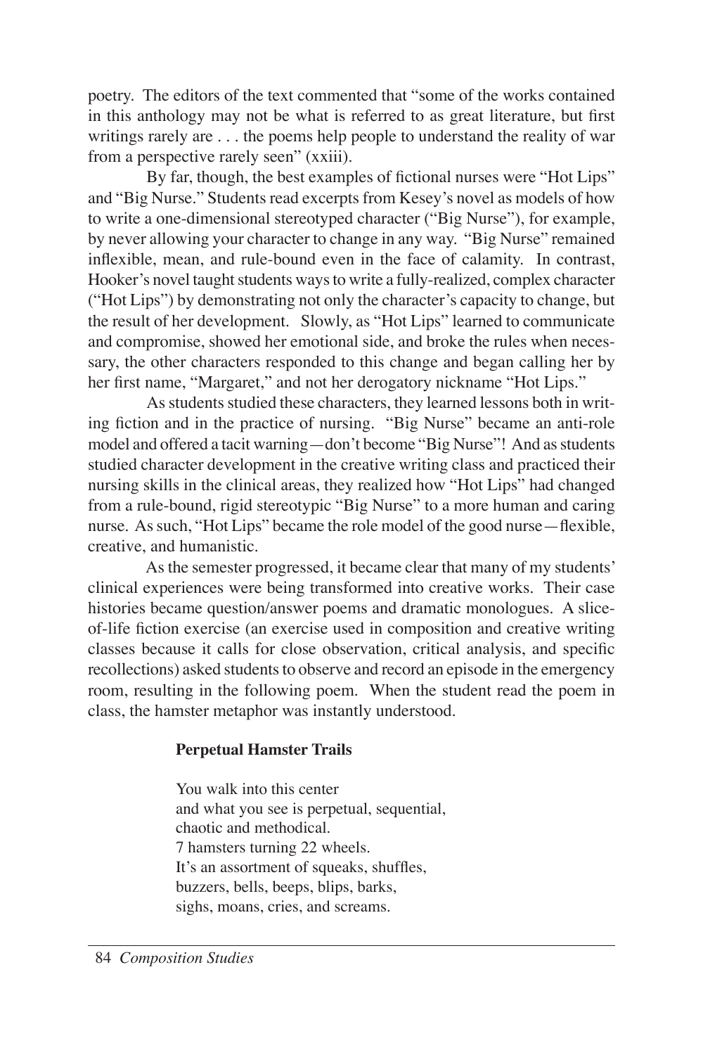poetry. The editors of the text commented that "some of the works contained in this anthology may not be what is referred to as great literature, but first writings rarely are . . . the poems help people to understand the reality of war from a perspective rarely seen" (xxiii).

By far, though, the best examples of fictional nurses were "Hot Lips" and "Big Nurse." Students read excerpts from Kesey's novel as models of how to write a one-dimensional stereotyped character ("Big Nurse"), for example, by never allowing your character to change in any way. "Big Nurse" remained inflexible, mean, and rule-bound even in the face of calamity. In contrast, Hooker's novel taught students ways to write a fully-realized, complex character ("Hot Lips") by demonstrating not only the character's capacity to change, but the result of her development. Slowly, as "Hot Lips" learned to communicate and compromise, showed her emotional side, and broke the rules when necessary, the other characters responded to this change and began calling her by her first name, "Margaret," and not her derogatory nickname "Hot Lips."

As students studied these characters, they learned lessons both in writing fiction and in the practice of nursing. "Big Nurse" became an anti-role model and offered a tacit warning—don't become "Big Nurse"! And as students studied character development in the creative writing class and practiced their nursing skills in the clinical areas, they realized how "Hot Lips" had changed from a rule-bound, rigid stereotypic "Big Nurse" to a more human and caring nurse. As such, "Hot Lips" became the role model of the good nurse—flexible, creative, and humanistic.

As the semester progressed, it became clear that many of my students' clinical experiences were being transformed into creative works. Their case histories became question/answer poems and dramatic monologues. A slice-of-life fiction exercise (an exercise used in composition and creative writing classes because it calls for close observation, critical analysis, and specific recollections) asked students to observe and record an episode in the emergency room, resulting in the following poem. When the student read the poem in class, the hamster metaphor was instantly understood.

**Perpetual Hamster Trails**

You walk into this center
and what you see is perpetual, sequential,
chaotic and methodical.
7 hamsters turning 22 wheels.
It's an assortment of squeaks, shuffles,
buzzers, bells, beeps, blips, barks,
sighs, moans, cries, and screams.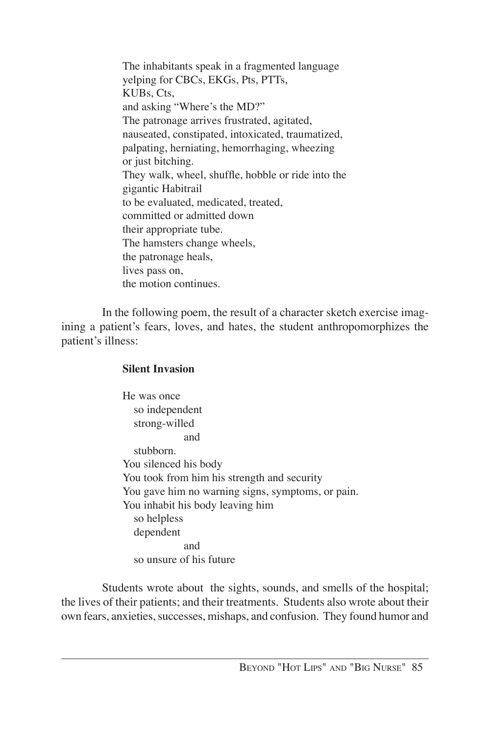The inhabitants speak in a fragmented language  
yelping for CBCs, EKGs, Pts, PTTs,  
KUBs, Cts,  
and asking "Where's the MD?"  
The patronage arrives frustrated, agitated,  
nauseated, constipated, intoxicated, traumatized,  
palpating, herniating, hemorrhaging, wheezing  
or just bitching.  
They walk, wheel, shuffle, hobble or ride into the  
gigantic Habitrail  
to be evaluated, medicated, treated,  
committed or admitted down  
their appropriate tube.  
The hamsters change wheels,  
the patronage heals,  
lives pass on,  
the motion continues.

In the following poem, the result of a character sketch exercise imagining a patient's fears, loves, and hates, the student anthropomorphizes the patient's illness:

**Silent Invasion**

He was once  
so independent  
strong-willed  
and  
stubborn.  
You silenced his body  
You took from him his strength and security  
You gave him no warning signs, symptoms, or pain.  
You inhabit his body leaving him  
so helpless  
dependent  
and  
so unsure of his future

Students wrote about the sights, sounds, and smells of the hospital; the lives of their patients; and their treatments. Students also wrote about their own fears, anxieties, successes, mishaps, and confusion. They found humor and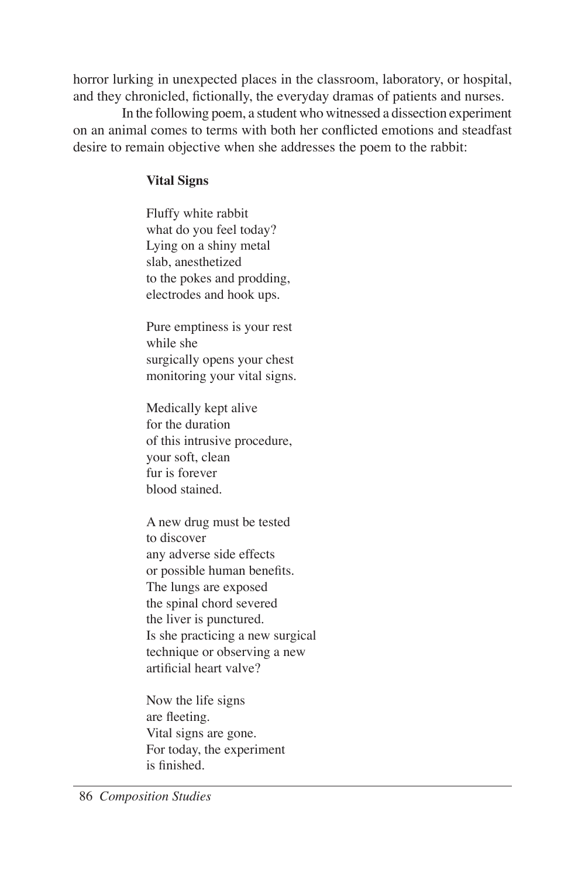horror lurking in unexpected places in the classroom, laboratory, or hospital, and they chronicled, fictionally, the everyday dramas of patients and nurses.

In the following poem, a student who witnessed a dissection experiment on an animal comes to terms with both her conflicted emotions and steadfast desire to remain objective when she addresses the poem to the rabbit:

**Vital Signs**

Fluffy white rabbit  
what do you feel today?  
Lying on a shiny metal  
slab, anesthetized  
to the pokes and prodding,  
electrodes and hook ups.

Pure emptiness is your rest  
while she  
surgically opens your chest  
monitoring your vital signs.

Medically kept alive  
for the duration  
of this intrusive procedure,  
your soft, clean  
fur is forever  
blood stained.

A new drug must be tested  
to discover  
any adverse side effects  
or possible human benefits.  
The lungs are exposed  
the spinal chord severed  
the liver is punctured.  
Is she practicing a new surgical  
technique or observing a new  
artificial heart valve?

Now the life signs  
are fleeting.  
Vital signs are gone.  
For today, the experiment  
is finished.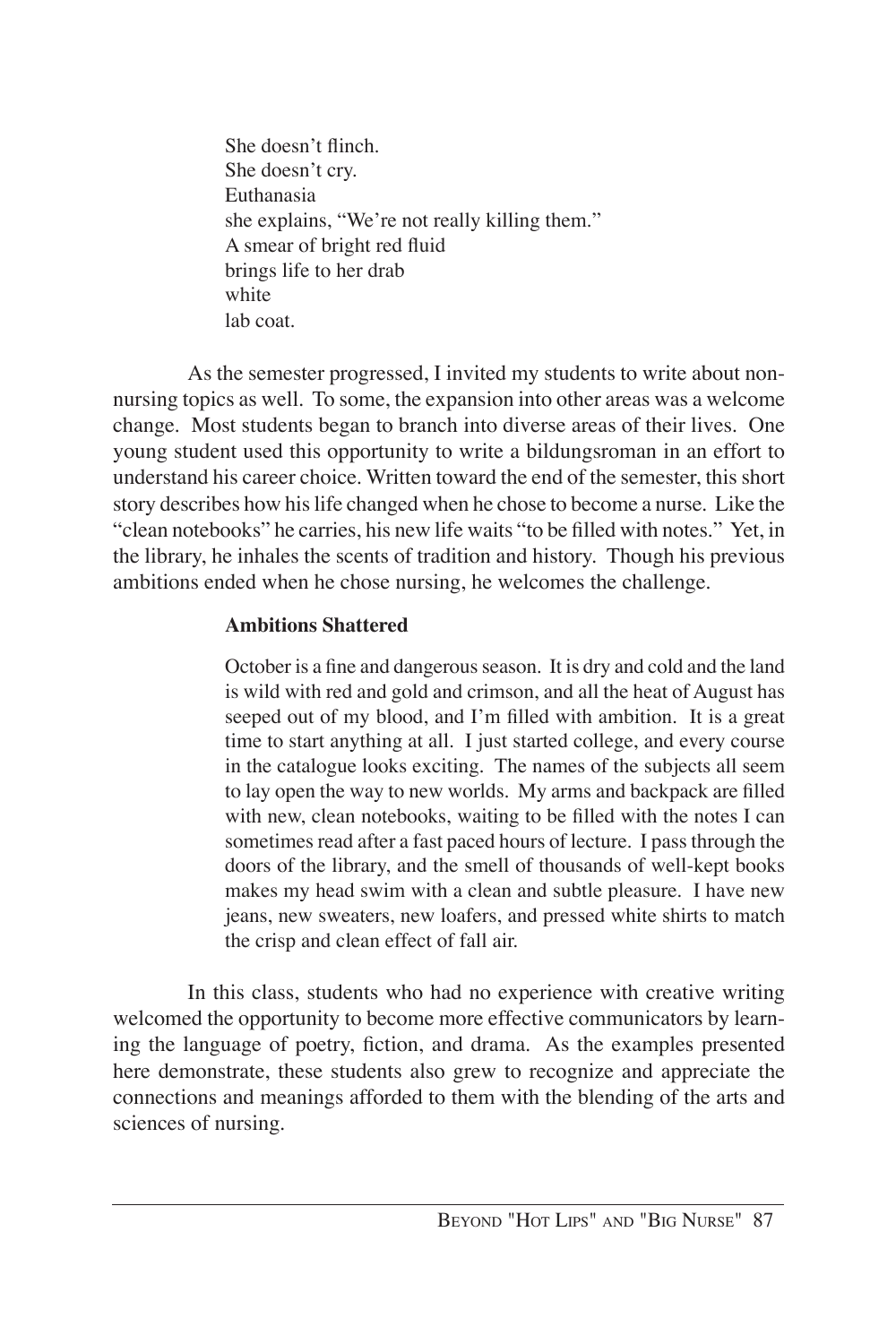She doesn't flinch.  
She doesn't cry.  
Euthanasia  
she explains, "We're not really killing them."  
A smear of bright red fluid  
brings life to her drab  
white  
lab coat.

As the semester progressed, I invited my students to write about non-nursing topics as well. To some, the expansion into other areas was a welcome change. Most students began to branch into diverse areas of their lives. One young student used this opportunity to write a bildungsroman in an effort to understand his career choice. Written toward the end of the semester, this short story describes how his life changed when he chose to become a nurse. Like the "clean notebooks" he carries, his new life waits "to be filled with notes." Yet, in the library, he inhales the scents of tradition and history. Though his previous ambitions ended when he chose nursing, he welcomes the challenge.

**Ambitions Shattered**

> October is a fine and dangerous season. It is dry and cold and the land is wild with red and gold and crimson, and all the heat of August has seeped out of my blood, and I'm filled with ambition. It is a great time to start anything at all. I just started college, and every course in the catalogue looks exciting. The names of the subjects all seem to lay open the way to new worlds. My arms and backpack are filled with new, clean notebooks, waiting to be filled with the notes I can sometimes read after a fast paced hours of lecture. I pass through the doors of the library, and the smell of thousands of well-kept books makes my head swim with a clean and subtle pleasure. I have new jeans, new sweaters, new loafers, and pressed white shirts to match the crisp and clean effect of fall air.

In this class, students who had no experience with creative writing welcomed the opportunity to become more effective communicators by learning the language of poetry, fiction, and drama. As the examples presented here demonstrate, these students also grew to recognize and appreciate the connections and meanings afforded to them with the blending of the arts and sciences of nursing.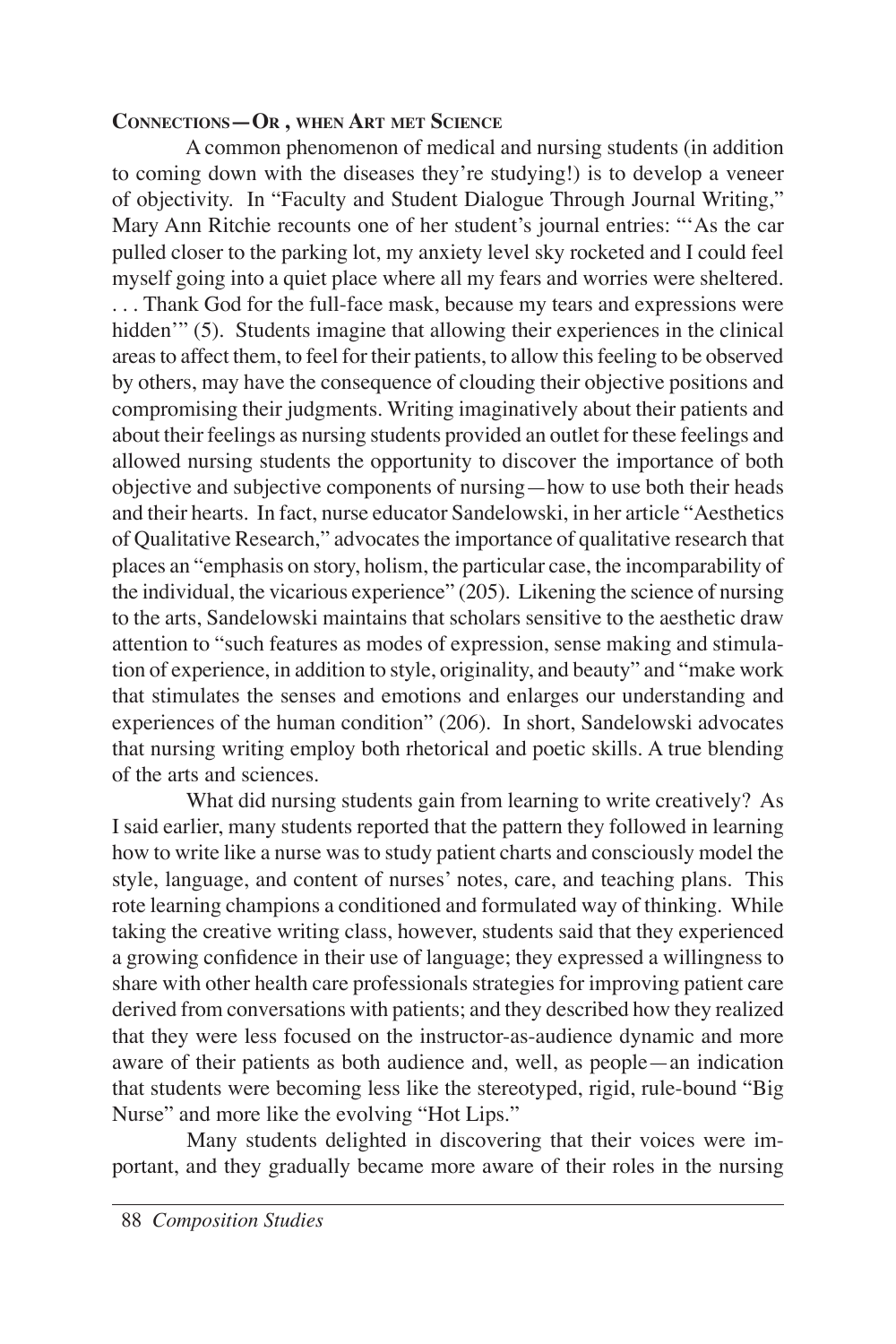### Connections—Or, when Art met Science

A common phenomenon of medical and nursing students (in addition to coming down with the diseases they're studying!) is to develop a veneer of objectivity. In "Faculty and Student Dialogue Through Journal Writing," Mary Ann Ritchie recounts one of her student's journal entries: "'As the car pulled closer to the parking lot, my anxiety level sky rocketed and I could feel myself going into a quiet place where all my fears and worries were sheltered. . . . Thank God for the full-face mask, because my tears and expressions were hidden'" (5). Students imagine that allowing their experiences in the clinical areas to affect them, to feel for their patients, to allow this feeling to be observed by others, may have the consequence of clouding their objective positions and compromising their judgments. Writing imaginatively about their patients and about their feelings as nursing students provided an outlet for these feelings and allowed nursing students the opportunity to discover the importance of both objective and subjective components of nursing—how to use both their heads and their hearts. In fact, nurse educator Sandelowski, in her article "Aesthetics of Qualitative Research," advocates the importance of qualitative research that places an "emphasis on story, holism, the particular case, the incomparability of the individual, the vicarious experience" (205). Likening the science of nursing to the arts, Sandelowski maintains that scholars sensitive to the aesthetic draw attention to "such features as modes of expression, sense making and stimulation of experience, in addition to style, originality, and beauty" and "make work that stimulates the senses and emotions and enlarges our understanding and experiences of the human condition" (206). In short, Sandelowski advocates that nursing writing employ both rhetorical and poetic skills. A true blending of the arts and sciences.

What did nursing students gain from learning to write creatively? As I said earlier, many students reported that the pattern they followed in learning how to write like a nurse was to study patient charts and consciously model the style, language, and content of nurses' notes, care, and teaching plans. This rote learning champions a conditioned and formulated way of thinking. While taking the creative writing class, however, students said that they experienced a growing confidence in their use of language; they expressed a willingness to share with other health care professionals strategies for improving patient care derived from conversations with patients; and they described how they realized that they were less focused on the instructor-as-audience dynamic and more aware of their patients as both audience and, well, as people—an indication that students were becoming less like the stereotyped, rigid, rule-bound "Big Nurse" and more like the evolving "Hot Lips."

Many students delighted in discovering that their voices were important, and they gradually became more aware of their roles in the nursing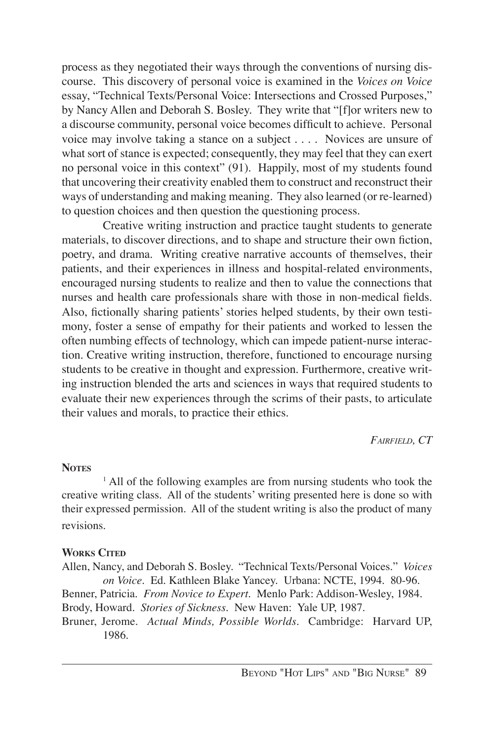process as they negotiated their ways through the conventions of nursing discourse. This discovery of personal voice is examined in the *Voices on Voice* essay, "Technical Texts/Personal Voice: Intersections and Crossed Purposes," by Nancy Allen and Deborah S. Bosley. They write that "[f]or writers new to a discourse community, personal voice becomes difficult to achieve. Personal voice may involve taking a stance on a subject . . . . Novices are unsure of what sort of stance is expected; consequently, they may feel that they can exert no personal voice in this context" (91). Happily, most of my students found that uncovering their creativity enabled them to construct and reconstruct their ways of understanding and making meaning. They also learned (or re-learned) to question choices and then question the questioning process.

Creative writing instruction and practice taught students to generate materials, to discover directions, and to shape and structure their own fiction, poetry, and drama. Writing creative narrative accounts of themselves, their patients, and their experiences in illness and hospital-related environments, encouraged nursing students to realize and then to value the connections that nurses and health care professionals share with those in non-medical fields. Also, fictionally sharing patients' stories helped students, by their own testimony, foster a sense of empathy for their patients and worked to lessen the often numbing effects of technology, which can impede patient-nurse interaction. Creative writing instruction, therefore, functioned to encourage nursing students to be creative in thought and expression. Furthermore, creative writing instruction blended the arts and sciences in ways that required students to evaluate their new experiences through the scrims of their pasts, to articulate their values and morals, to practice their ethics.

*Fairfield, CT*

**Notes**

[1] All of the following examples are from nursing students who took the creative writing class. All of the students' writing presented here is done so with their expressed permission. All of the student writing is also the product of many revisions.

**Works Cited**

Allen, Nancy, and Deborah S. Bosley. "Technical Texts/Personal Voices." *Voices on Voice*. Ed. Kathleen Blake Yancey. Urbana: NCTE, 1994. 80-96.

Benner, Patricia. *From Novice to Expert*. Menlo Park: Addison-Wesley, 1984.

Brody, Howard. *Stories of Sickness*. New Haven: Yale UP, 1987.

Bruner, Jerome. *Actual Minds, Possible Worlds*. Cambridge: Harvard UP, 1986.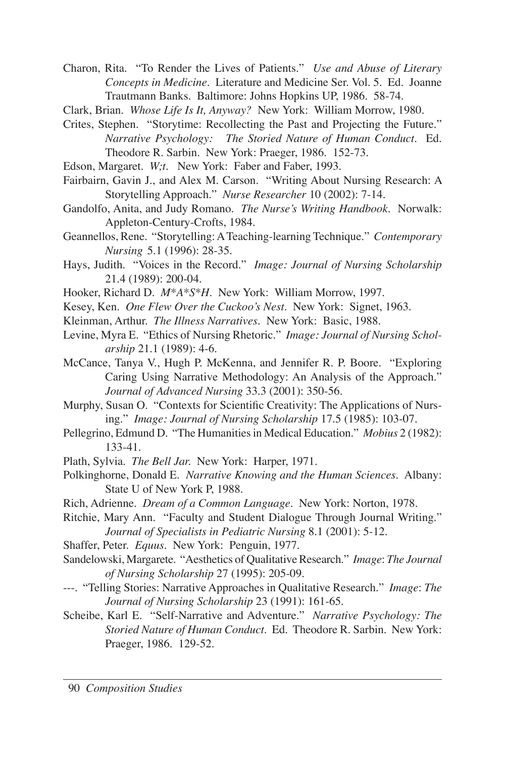Charon, Rita. "To Render the Lives of Patients." *Use and Abuse of Literary Concepts in Medicine*. Literature and Medicine Ser. Vol. 5. Ed. Joanne Trautmann Banks. Baltimore: Johns Hopkins UP, 1986. 58-74.

Clark, Brian. *Whose Life Is It, Anyway?* New York: William Morrow, 1980.

Crites, Stephen. "Storytime: Recollecting the Past and Projecting the Future." *Narrative Psychology: The Storied Nature of Human Conduct*. Ed. Theodore R. Sarbin. New York: Praeger, 1986. 152-73.

Edson, Margaret. *W;t*. New York: Faber and Faber, 1993.

Fairbairn, Gavin J., and Alex M. Carson. "Writing About Nursing Research: A Storytelling Approach." *Nurse Researcher* 10 (2002): 7-14.

Gandolfo, Anita, and Judy Romano. *The Nurse's Writing Handbook*. Norwalk: Appleton-Century-Crofts, 1984.

Geannellos, Rene. "Storytelling: A Teaching-learning Technique." *Contemporary Nursing* 5.1 (1996): 28-35.

Hays, Judith. "Voices in the Record." *Image: Journal of Nursing Scholarship* 21.4 (1989): 200-04.

Hooker, Richard D. *M*A*S*H*. New York: William Morrow, 1997.

Kesey, Ken. *One Flew Over the Cuckoo's Nest*. New York: Signet, 1963.

Kleinman, Arthur. *The Illness Narratives*. New York: Basic, 1988.

Levine, Myra E. "Ethics of Nursing Rhetoric." *Image: Journal of Nursing Scholarship* 21.1 (1989): 4-6.

McCance, Tanya V., Hugh P. McKenna, and Jennifer R. P. Boore. "Exploring Caring Using Narrative Methodology: An Analysis of the Approach." *Journal of Advanced Nursing* 33.3 (2001): 350-56.

Murphy, Susan O. "Contexts for Scientific Creativity: The Applications of Nursing." *Image: Journal of Nursing Scholarship* 17.5 (1985): 103-07.

Pellegrino, Edmund D. "The Humanities in Medical Education." *Mobius* 2 (1982): 133-41.

Plath, Sylvia. *The Bell Jar*. New York: Harper, 1971.

Polkinghorne, Donald E. *Narrative Knowing and the Human Sciences*. Albany: State U of New York P, 1988.

Rich, Adrienne. *Dream of a Common Language*. New York: Norton, 1978.

Ritchie, Mary Ann. "Faculty and Student Dialogue Through Journal Writing." *Journal of Specialists in Pediatric Nursing* 8.1 (2001): 5-12.

Shaffer, Peter. *Equus*. New York: Penguin, 1977.

Sandelowski, Margarete. "Aesthetics of Qualitative Research." *Image*: *The Journal of Nursing Scholarship* 27 (1995): 205-09.

---. "Telling Stories: Narrative Approaches in Qualitative Research." *Image*: *The Journal of Nursing Scholarship* 23 (1991): 161-65.

Scheibe, Karl E. "Self-Narrative and Adventure." *Narrative Psychology: The Storied Nature of Human Conduct*. Ed. Theodore R. Sarbin. New York: Praeger, 1986. 129-52.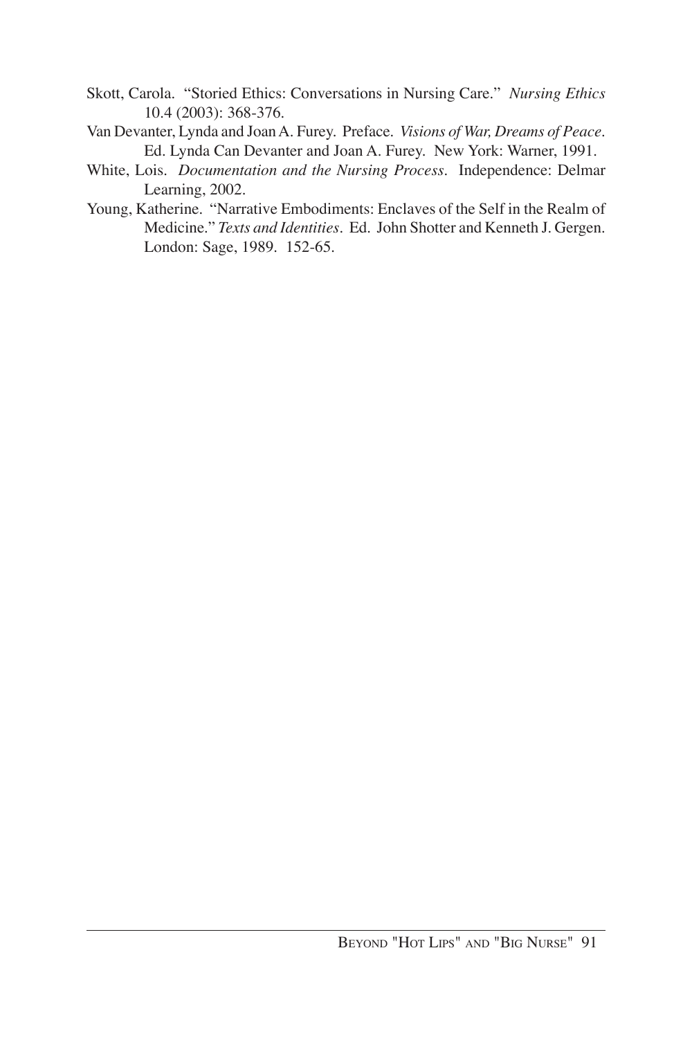Skott, Carola. "Storied Ethics: Conversations in Nursing Care." *Nursing Ethics* 10.4 (2003): 368-376.

Van Devanter, Lynda and Joan A. Furey. Preface. *Visions of War, Dreams of Peace*. Ed. Lynda Can Devanter and Joan A. Furey. New York: Warner, 1991.

White, Lois. *Documentation and the Nursing Process*. Independence: Delmar Learning, 2002.

Young, Katherine. "Narrative Embodiments: Enclaves of the Self in the Realm of Medicine." *Texts and Identities*. Ed. John Shotter and Kenneth J. Gergen. London: Sage, 1989. 152-65.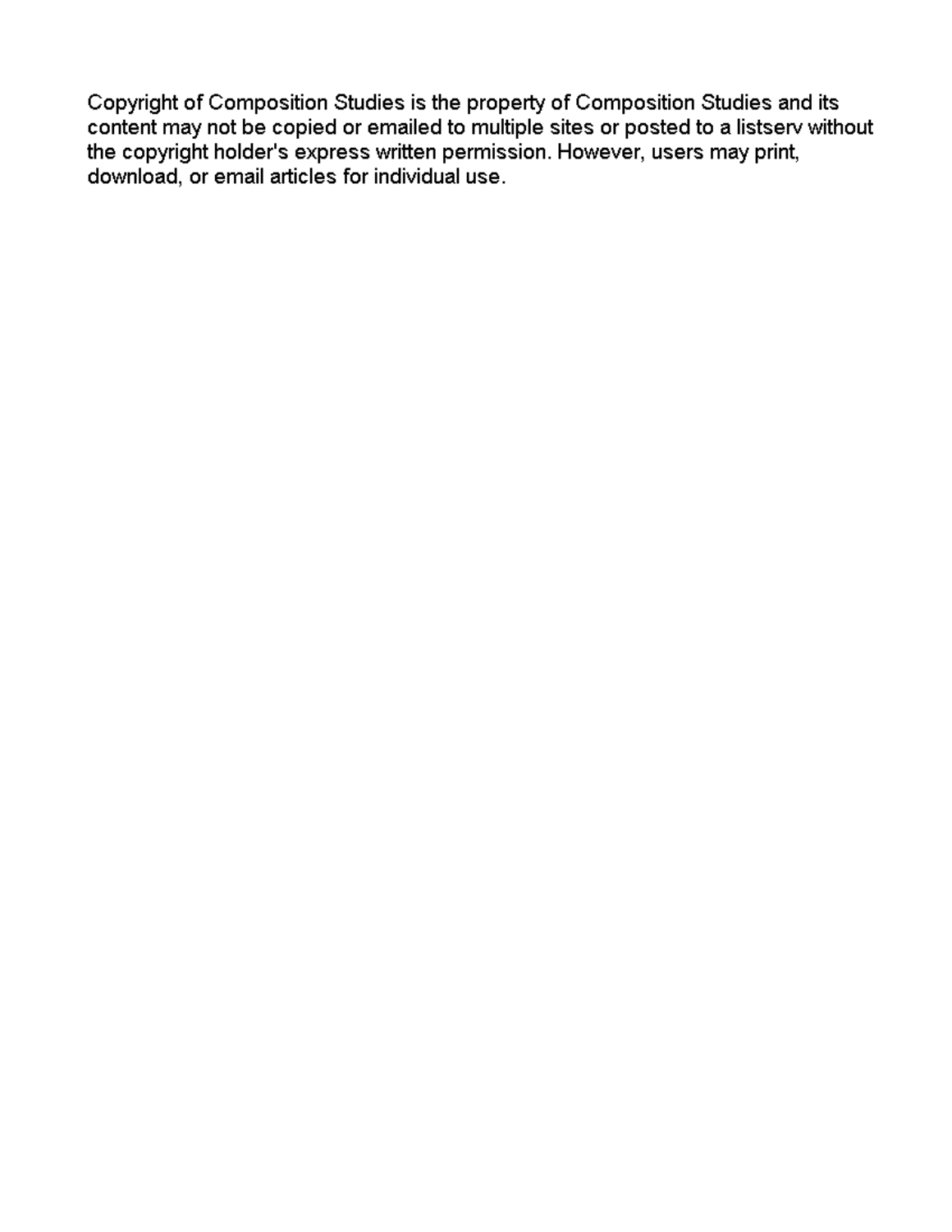Copyright of Composition Studies is the property of Composition Studies and its content may not be copied or emailed to multiple sites or posted to a listserv without the copyright holder's express written permission. However, users may print, download, or email articles for individual use.